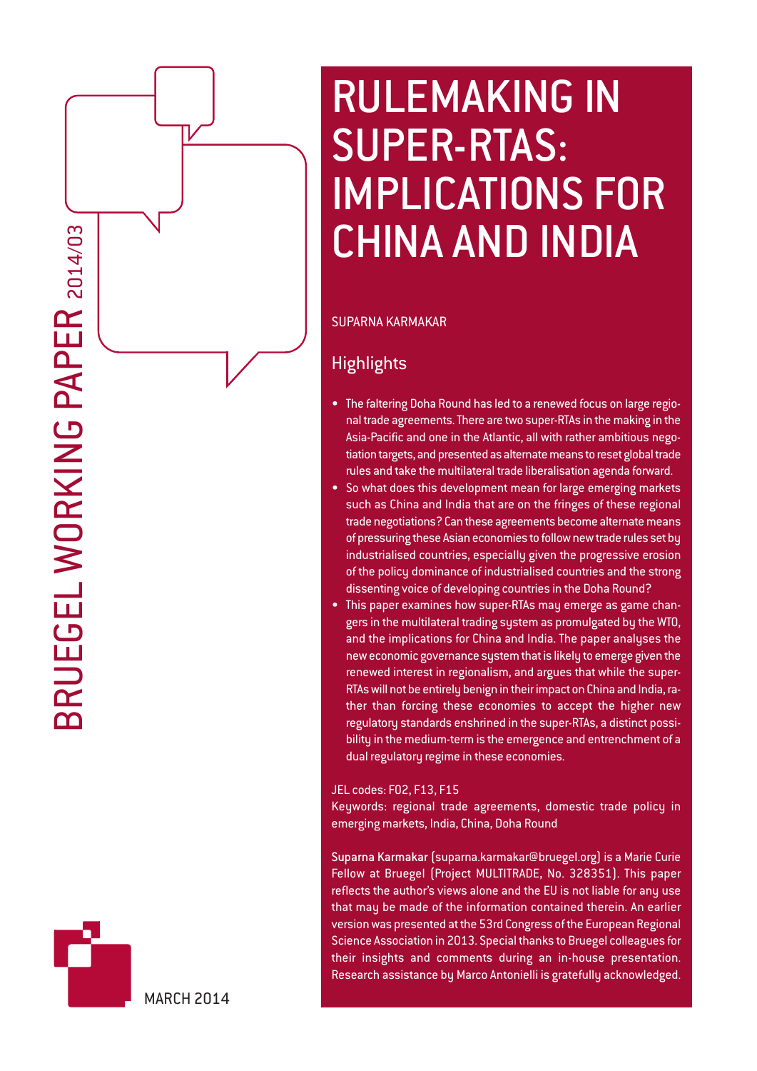BRUEGEL WORKING PAPER 2014/03

# RULEMAKING IN SUPER-RTAS: IMPLICATIONS FOR CHINA AND INDIA

SUPARNA KARMAKAR

## Highlights

- The faltering Doha Round has led to a renewed focus on large regional trade agreements. There are two super-RTAs in the making in the Asia-Pacific and one in the Atlantic, all with rather ambitious negotiation targets, and presented as alternate means to reset global trade rules and take the multilateral trade liberalisation agenda forward.
- So what does this development mean for large emerging markets such as China and India that are on the fringes of these regional trade negotiations? Can these agreements become alternate means of pressuring these Asian economies to follow new trade rules set by industrialised countries, especially given the progressive erosion of the policy dominance of industrialised countries and the strong dissenting voice of developing countries in the Doha Round?
- This paper examines how super-RTAs may emerge as game changers in the multilateral trading system as promulgated by the WTO, and the implications for China and India. The paper analyses the new economic governance system that is likely to emerge given the renewed interest in regionalism, and argues that while the super-RTAs will not be entirely benign in their impact on China and India, rather than forcing these economies to accept the higher new regulatory standards enshrined in the super-RTAs, a distinct possibility in the medium-term is the emergence and entrenchment of a dual regulatory regime in these economies.

JEL codes: F02, F13, F15

Keywords: regional trade agreements, domestic trade policy in emerging markets, India, China, Doha Round

**Suparna Karmakar** (suparna.karmakar@bruegel.org) is a Marie Curie Fellow at Bruegel (Project MULTITRADE, No. 328351). This paper reflects the author's views alone and the EU is not liable for any use that may be made of the information contained therein. An earlier version was presented at the 53rd Congress of the European Regional Science Association in 2013. Special thanks to Bruegel colleagues for their insights and comments during an in-house presentation. Research assistance by Marco Antonielli is gratefully acknowledged.

MARCH 2014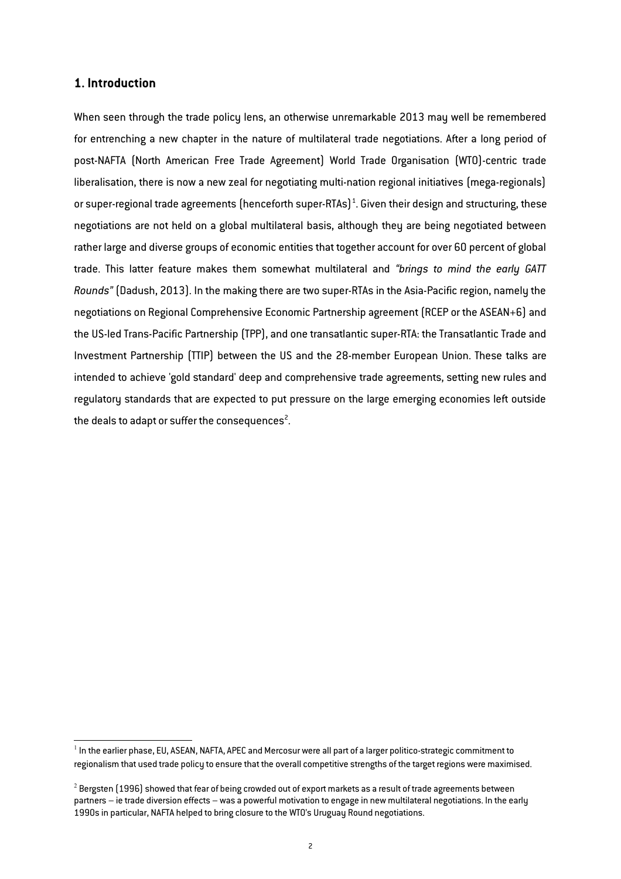## 1. Introduction

When seen through the trade policy lens, an otherwise unremarkable 2013 may well be remembered for entrenching a new chapter in the nature of multilateral trade negotiations. After a long period of post-NAFTA (North American Free Trade Agreement) World Trade Organisation (WTO)-centric trade liberalisation, there is now a new zeal for negotiating multi-nation regional initiatives (mega-regionals) or super-regional trade agreements (henceforth super-RTAs)[1]. Given their design and structuring, these negotiations are not held on a global multilateral basis, although they are being negotiated between rather large and diverse groups of economic entities that together account for over 60 percent of global trade. This latter feature makes them somewhat multilateral and *"brings to mind the early GATT Rounds"* (Dadush, 2013). In the making there are two super-RTAs in the Asia-Pacific region, namely the negotiations on Regional Comprehensive Economic Partnership agreement (RCEP or the ASEAN+6) and the US-led Trans-Pacific Partnership (TPP), and one transatlantic super-RTA: the Transatlantic Trade and Investment Partnership (TTIP) between the US and the 28-member European Union. These talks are intended to achieve 'gold standard' deep and comprehensive trade agreements, setting new rules and regulatory standards that are expected to put pressure on the large emerging economies left outside the deals to adapt or suffer the consequences[2].

---

[1] In the earlier phase, EU, ASEAN, NAFTA, APEC and Mercosur were all part of a larger politico-strategic commitment to regionalism that used trade policy to ensure that the overall competitive strengths of the target regions were maximised.

[2] Bergsten (1996) showed that fear of being crowded out of export markets as a result of trade agreements between partners – ie trade diversion effects – was a powerful motivation to engage in new multilateral negotiations. In the early 1990s in particular, NAFTA helped to bring closure to the WTO's Uruguay Round negotiations.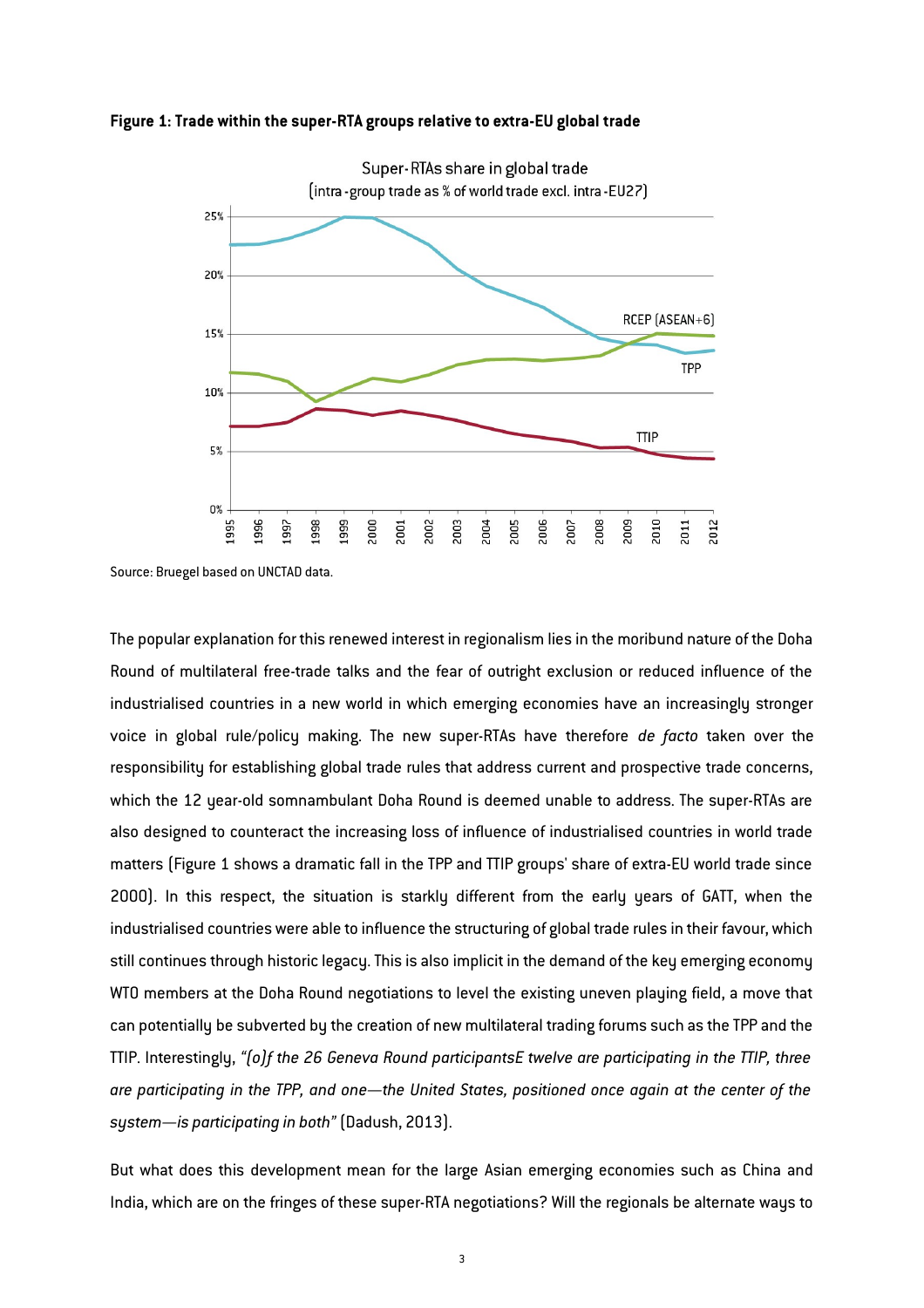**Figure 1: Trade within the super-RTA groups relative to extra-EU global trade**

Source: Bruegel based on UNCTAD data.

The popular explanation for this renewed interest in regionalism lies in the moribund nature of the Doha Round of multilateral free-trade talks and the fear of outright exclusion or reduced influence of the industrialised countries in a new world in which emerging economies have an increasingly stronger voice in global rule/policy making. The new super-RTAs have therefore *de facto* taken over the responsibility for establishing global trade rules that address current and prospective trade concerns, which the 12 year-old somnambulant Doha Round is deemed unable to address. The super-RTAs are also designed to counteract the increasing loss of influence of industrialised countries in world trade matters (Figure 1 shows a dramatic fall in the TPP and TTIP groups' share of extra-EU world trade since 2000). In this respect, the situation is starkly different from the early years of GATT, when the industrialised countries were able to influence the structuring of global trade rules in their favour, which still continues through historic legacy. This is also implicit in the demand of the key emerging economy WTO members at the Doha Round negotiations to level the existing uneven playing field, a move that can potentially be subverted by the creation of new multilateral trading forums such as the TPP and the TTIP. Interestingly, *"(o)f the 26 Geneva Round participantsE twelve are participating in the TTIP, three are participating in the TPP, and one—the United States, positioned once again at the center of the system—is participating in both"* (Dadush, 2013).

But what does this development mean for the large Asian emerging economies such as China and India, which are on the fringes of these super-RTA negotiations? Will the regionals be alternate ways to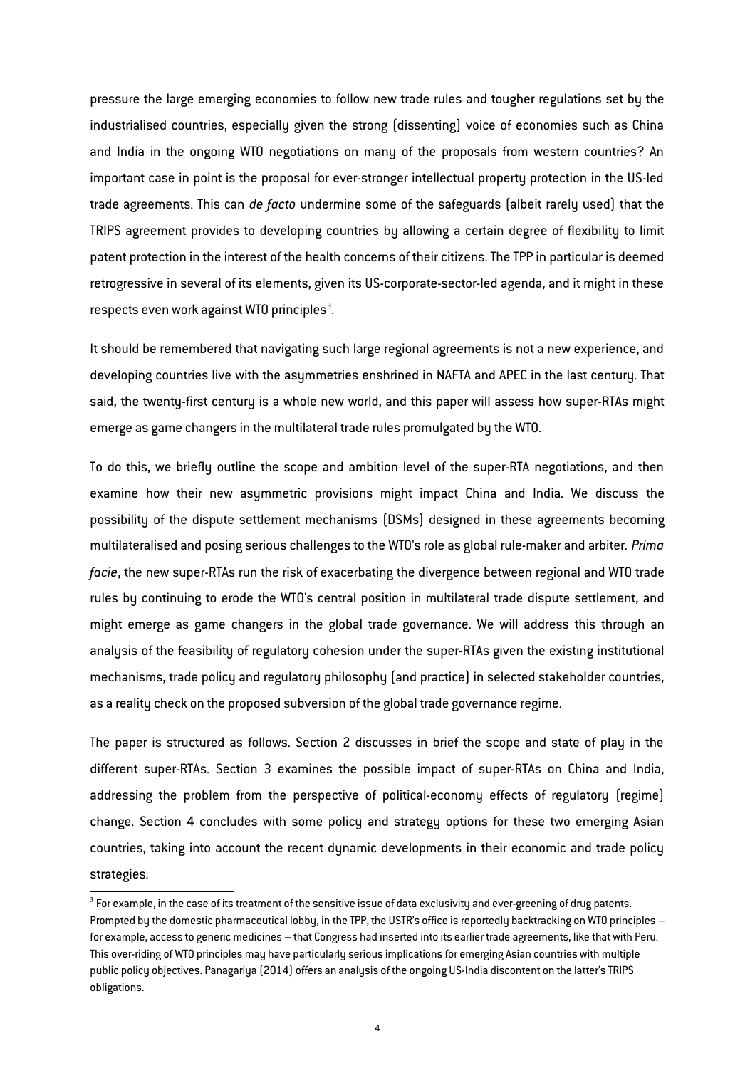pressure the large emerging economies to follow new trade rules and tougher regulations set by the industrialised countries, especially given the strong (dissenting) voice of economies such as China and India in the ongoing WTO negotiations on many of the proposals from western countries? An important case in point is the proposal for ever-stronger intellectual property protection in the US-led trade agreements. This can *de facto* undermine some of the safeguards (albeit rarely used) that the TRIPS agreement provides to developing countries by allowing a certain degree of flexibility to limit patent protection in the interest of the health concerns of their citizens. The TPP in particular is deemed retrogressive in several of its elements, given its US-corporate-sector-led agenda, and it might in these respects even work against WTO principles[3].

It should be remembered that navigating such large regional agreements is not a new experience, and developing countries live with the asymmetries enshrined in NAFTA and APEC in the last century. That said, the twenty-first century is a whole new world, and this paper will assess how super-RTAs might emerge as game changers in the multilateral trade rules promulgated by the WTO.

To do this, we briefly outline the scope and ambition level of the super-RTA negotiations, and then examine how their new asymmetric provisions might impact China and India. We discuss the possibility of the dispute settlement mechanisms (DSMs) designed in these agreements becoming multilateralised and posing serious challenges to the WTO's role as global rule-maker and arbiter. *Prima facie*, the new super-RTAs run the risk of exacerbating the divergence between regional and WTO trade rules by continuing to erode the WTO's central position in multilateral trade dispute settlement, and might emerge as game changers in the global trade governance. We will address this through an analysis of the feasibility of regulatory cohesion under the super-RTAs given the existing institutional mechanisms, trade policy and regulatory philosophy (and practice) in selected stakeholder countries, as a reality check on the proposed subversion of the global trade governance regime.

The paper is structured as follows. Section 2 discusses in brief the scope and state of play in the different super-RTAs. Section 3 examines the possible impact of super-RTAs on China and India, addressing the problem from the perspective of political-economy effects of regulatory (regime) change. Section 4 concludes with some policy and strategy options for these two emerging Asian countries, taking into account the recent dynamic developments in their economic and trade policy strategies.

---

[3] For example, in the case of its treatment of the sensitive issue of data exclusivity and ever-greening of drug patents. Prompted by the domestic pharmaceutical lobby, in the TPP, the USTR's office is reportedly backtracking on WTO principles – for example, access to generic medicines – that Congress had inserted into its earlier trade agreements, like that with Peru. This over-riding of WTO principles may have particularly serious implications for emerging Asian countries with multiple public policy objectives. Panagariya (2014) offers an analysis of the ongoing US-India discontent on the latter's TRIPS obligations.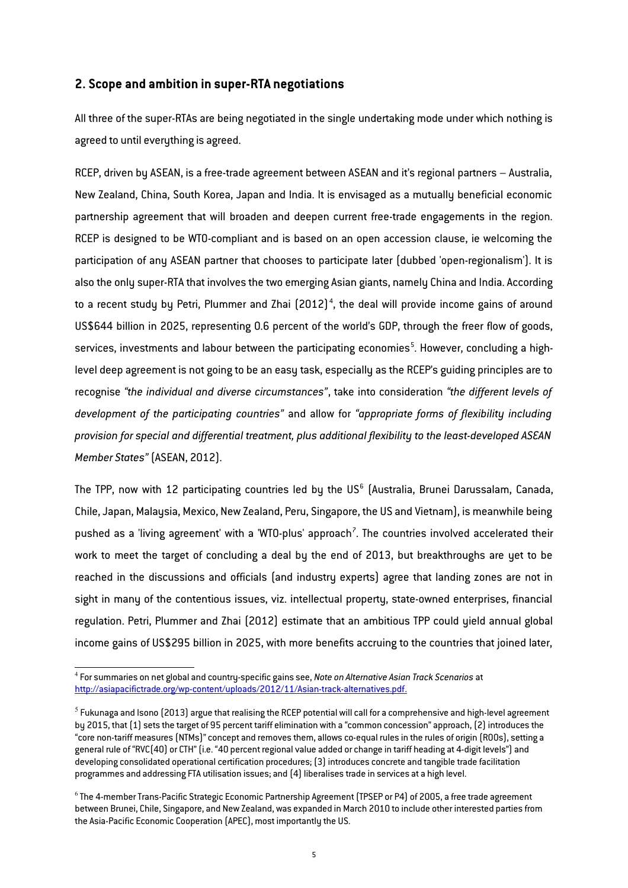## 2. Scope and ambition in super-RTA negotiations

All three of the super-RTAs are being negotiated in the single undertaking mode under which nothing is agreed to until everything is agreed.

RCEP, driven by ASEAN, is a free-trade agreement between ASEAN and it's regional partners – Australia, New Zealand, China, South Korea, Japan and India. It is envisaged as a mutually beneficial economic partnership agreement that will broaden and deepen current free-trade engagements in the region. RCEP is designed to be WTO-compliant and is based on an open accession clause, ie welcoming the participation of any ASEAN partner that chooses to participate later (dubbed 'open-regionalism'). It is also the only super-RTA that involves the two emerging Asian giants, namely China and India. According to a recent study by Petri, Plummer and Zhai (2012)[4], the deal will provide income gains of around US$644 billion in 2025, representing 0.6 percent of the world's GDP, through the freer flow of goods, services, investments and labour between the participating economies[5]. However, concluding a high-level deep agreement is not going to be an easy task, especially as the RCEP's guiding principles are to recognise *"the individual and diverse circumstances"*, take into consideration *"the different levels of development of the participating countries"* and allow for *"appropriate forms of flexibility including provision for special and differential treatment, plus additional flexibility to the least-developed ASEAN Member States"* (ASEAN, 2012).

The TPP, now with 12 participating countries led by the US[6] (Australia, Brunei Darussalam, Canada, Chile, Japan, Malaysia, Mexico, New Zealand, Peru, Singapore, the US and Vietnam), is meanwhile being pushed as a 'living agreement' with a 'WTO-plus' approach[7]. The countries involved accelerated their work to meet the target of concluding a deal by the end of 2013, but breakthroughs are yet to be reached in the discussions and officials (and industry experts) agree that landing zones are not in sight in many of the contentious issues, viz. intellectual property, state-owned enterprises, financial regulation. Petri, Plummer and Zhai (2012) estimate that an ambitious TPP could yield annual global income gains of US$295 billion in 2025, with more benefits accruing to the countries that joined later,

---

[4] For summaries on net global and country-specific gains see, *Note on Alternative Asian Track Scenarios* at http://asiapacifictrade.org/wp-content/uploads/2012/11/Asian-track-alternatives.pdf.

[5] Fukunaga and Isono (2013) argue that realising the RCEP potential will call for a comprehensive and high-level agreement by 2015, that (1) sets the target of 95 percent tariff elimination with a "common concession" approach, (2) introduces the "core non-tariff measures (NTMs)" concept and removes them, allows co-equal rules in the rules of origin (ROOs), setting a general rule of "RVC(40) or CTH" (i.e. "40 percent regional value added or change in tariff heading at 4-digit levels") and developing consolidated operational certification procedures; (3) introduces concrete and tangible trade facilitation programmes and addressing FTA utilisation issues; and (4) liberalises trade in services at a high level.

[6] The 4-member Trans-Pacific Strategic Economic Partnership Agreement (TPSEP or P4) of 2005, a free trade agreement between Brunei, Chile, Singapore, and New Zealand, was expanded in March 2010 to include other interested parties from the Asia-Pacific Economic Cooperation (APEC), most importantly the US.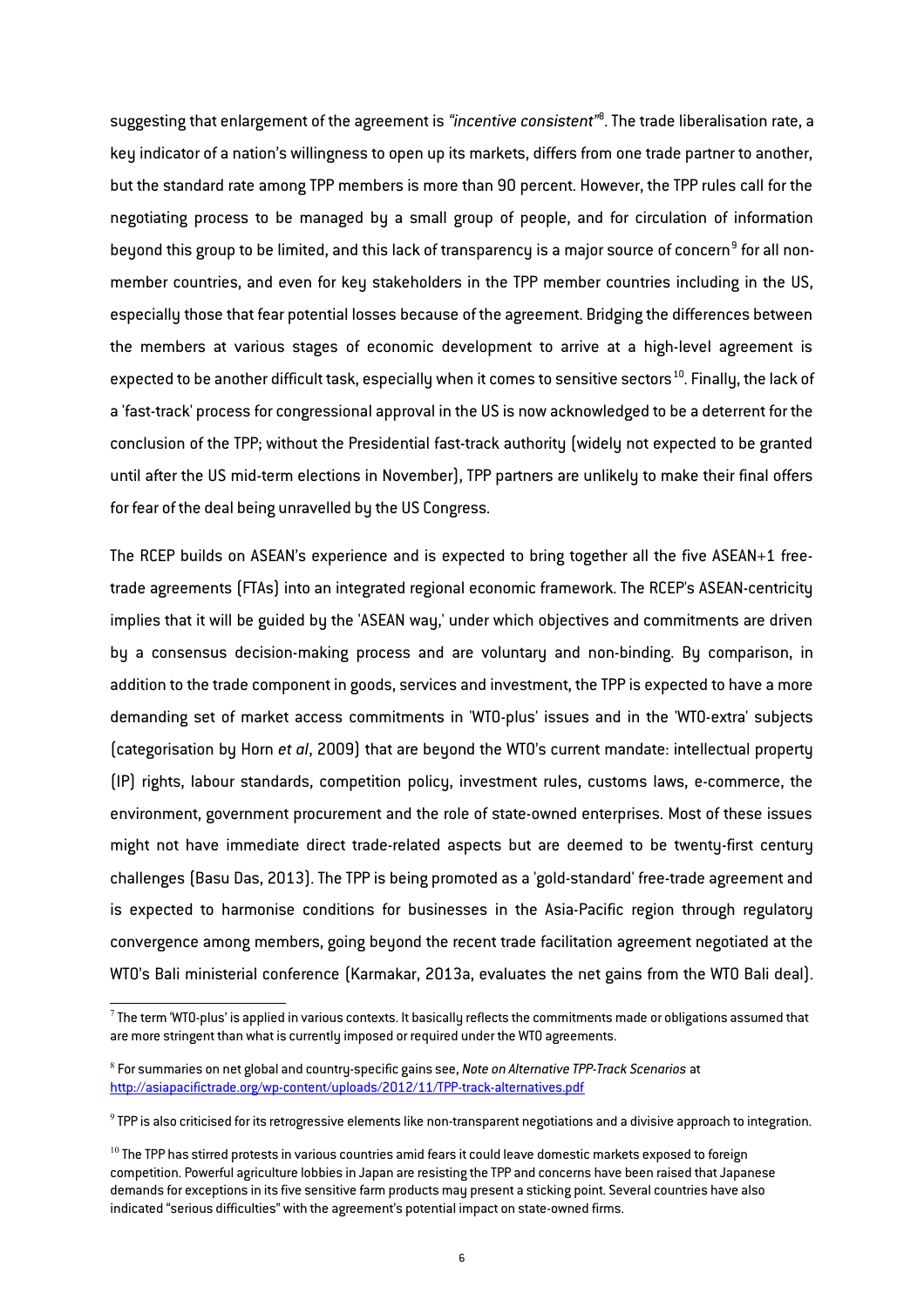suggesting that enlargement of the agreement is *"incentive consistent"*[8]. The trade liberalisation rate, a key indicator of a nation's willingness to open up its markets, differs from one trade partner to another, but the standard rate among TPP members is more than 90 percent. However, the TPP rules call for the negotiating process to be managed by a small group of people, and for circulation of information beyond this group to be limited, and this lack of transparency is a major source of concern[9] for all non-member countries, and even for key stakeholders in the TPP member countries including in the US, especially those that fear potential losses because of the agreement. Bridging the differences between the members at various stages of economic development to arrive at a high-level agreement is expected to be another difficult task, especially when it comes to sensitive sectors[10]. Finally, the lack of a 'fast-track' process for congressional approval in the US is now acknowledged to be a deterrent for the conclusion of the TPP; without the Presidential fast-track authority (widely not expected to be granted until after the US mid-term elections in November), TPP partners are unlikely to make their final offers for fear of the deal being unravelled by the US Congress.

The RCEP builds on ASEAN's experience and is expected to bring together all the five ASEAN+1 free-trade agreements (FTAs) into an integrated regional economic framework. The RCEP's ASEAN-centricity implies that it will be guided by the 'ASEAN way,' under which objectives and commitments are driven by a consensus decision-making process and are voluntary and non-binding. By comparison, in addition to the trade component in goods, services and investment, the TPP is expected to have a more demanding set of market access commitments in 'WTO-plus' issues and in the 'WTO-extra' subjects (categorisation by Horn *et al*, 2009) that are beyond the WTO's current mandate: intellectual property (IP) rights, labour standards, competition policy, investment rules, customs laws, e-commerce, the environment, government procurement and the role of state-owned enterprises. Most of these issues might not have immediate direct trade-related aspects but are deemed to be twenty-first century challenges (Basu Das, 2013). The TPP is being promoted as a 'gold-standard' free-trade agreement and is expected to harmonise conditions for businesses in the Asia-Pacific region through regulatory convergence among members, going beyond the recent trade facilitation agreement negotiated at the WTO's Bali ministerial conference (Karmakar, 2013a, evaluates the net gains from the WTO Bali deal).

---

[7] The term 'WTO-plus' is applied in various contexts. It basically reflects the commitments made or obligations assumed that are more stringent than what is currently imposed or required under the WTO agreements.

[8] For summaries on net global and country-specific gains see, *Note on Alternative TPP-Track Scenarios* at http://asiapacifictrade.org/wp-content/uploads/2012/11/TPP-track-alternatives.pdf

[9] TPP is also criticised for its retrogressive elements like non-transparent negotiations and a divisive approach to integration.

[10] The TPP has stirred protests in various countries amid fears it could leave domestic markets exposed to foreign competition. Powerful agriculture lobbies in Japan are resisting the TPP and concerns have been raised that Japanese demands for exceptions in its five sensitive farm products may present a sticking point. Several countries have also indicated "serious difficulties" with the agreement's potential impact on state-owned firms.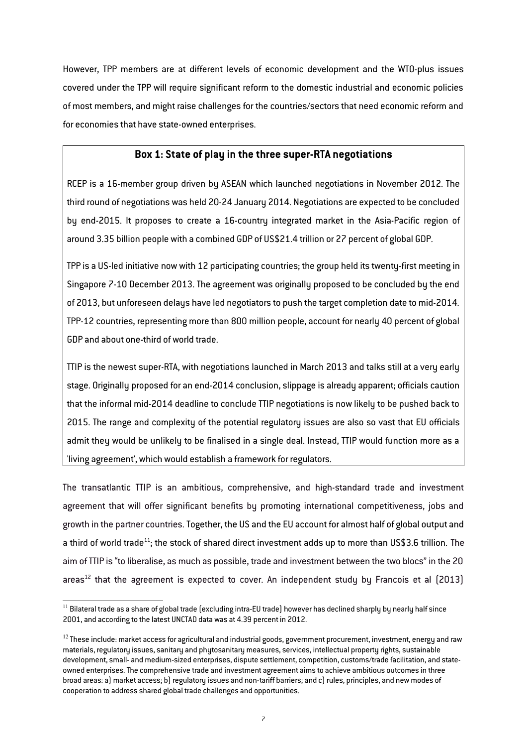However, TPP members are at different levels of economic development and the WTO-plus issues covered under the TPP will require significant reform to the domestic industrial and economic policies of most members, and might raise challenges for the countries/sectors that need economic reform and for economies that have state-owned enterprises.

### Box 1: State of play in the three super-RTA negotiations

RCEP is a 16-member group driven by ASEAN which launched negotiations in November 2012. The third round of negotiations was held 20-24 January 2014. Negotiations are expected to be concluded by end-2015. It proposes to create a 16-country integrated market in the Asia-Pacific region of around 3.35 billion people with a combined GDP of US$21.4 trillion or 27 percent of global GDP.

TPP is a US-led initiative now with 12 participating countries; the group held its twenty-first meeting in Singapore 7-10 December 2013. The agreement was originally proposed to be concluded by the end of 2013, but unforeseen delays have led negotiators to push the target completion date to mid-2014. TPP-12 countries, representing more than 800 million people, account for nearly 40 percent of global GDP and about one-third of world trade.

TTIP is the newest super-RTA, with negotiations launched in March 2013 and talks still at a very early stage. Originally proposed for an end-2014 conclusion, slippage is already apparent; officials caution that the informal mid-2014 deadline to conclude TTIP negotiations is now likely to be pushed back to 2015. The range and complexity of the potential regulatory issues are also so vast that EU officials admit they would be unlikely to be finalised in a single deal. Instead, TTIP would function more as a 'living agreement', which would establish a framework for regulators.

The transatlantic TTIP is an ambitious, comprehensive, and high-standard trade and investment agreement that will offer significant benefits by promoting international competitiveness, jobs and growth in the partner countries. Together, the US and the EU account for almost half of global output and a third of world trade[11]; the stock of shared direct investment adds up to more than US$3.6 trillion. The aim of TTIP is "to liberalise, as much as possible, trade and investment between the two blocs" in the 20 areas[12] that the agreement is expected to cover. An independent study by Francois et al (2013)

[11] Bilateral trade as a share of global trade (excluding intra-EU trade) however has declined sharply by nearly half since 2001, and according to the latest UNCTAD data was at 4.39 percent in 2012.

[12] These include: market access for agricultural and industrial goods, government procurement, investment, energy and raw materials, regulatory issues, sanitary and phytosanitary measures, services, intellectual property rights, sustainable development, small- and medium-sized enterprises, dispute settlement, competition, customs/trade facilitation, and state-owned enterprises. The comprehensive trade and investment agreement aims to achieve ambitious outcomes in three broad areas: a) market access; b) regulatory issues and non-tariff barriers; and c) rules, principles, and new modes of cooperation to address shared global trade challenges and opportunities.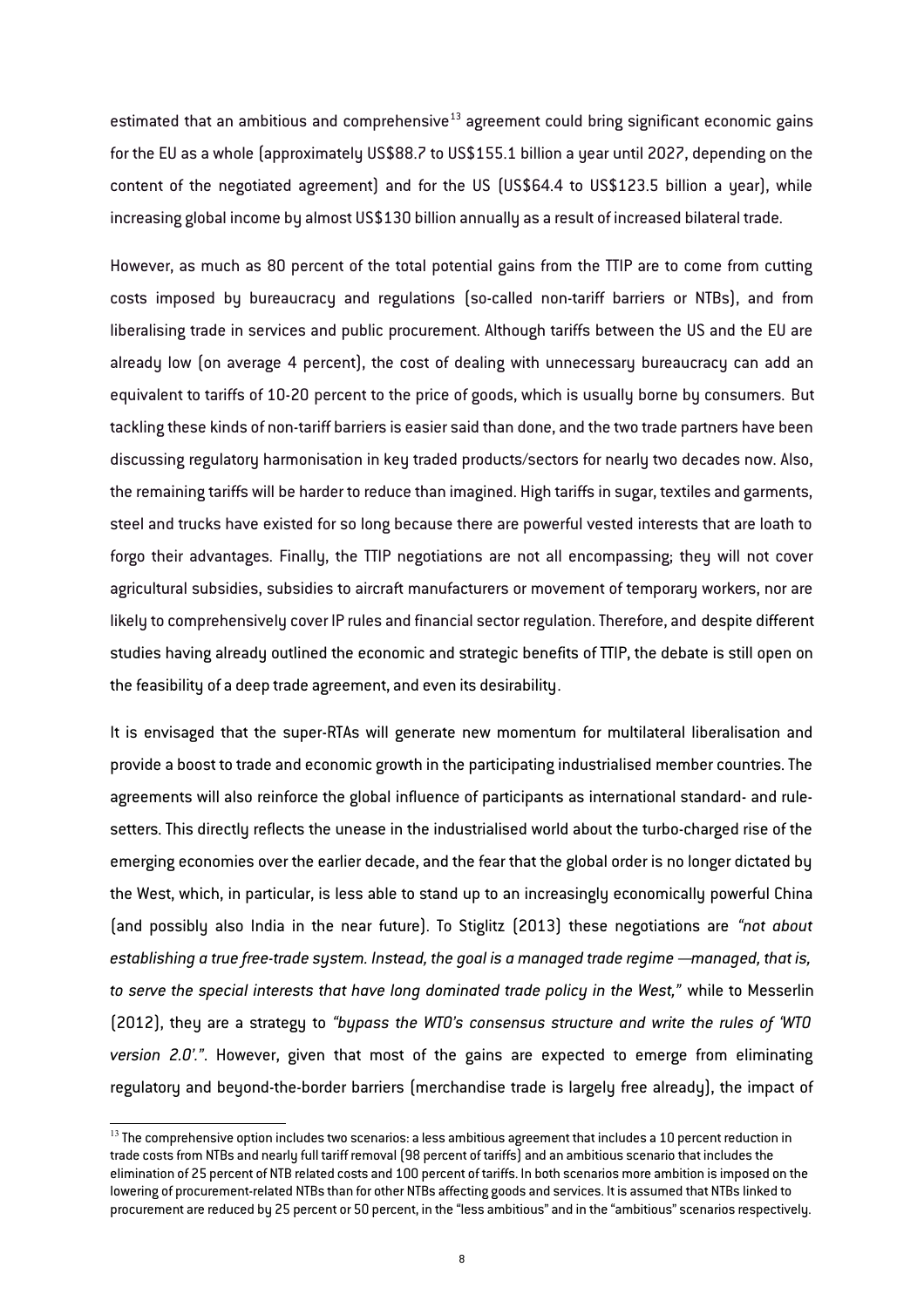estimated that an ambitious and comprehensive[13] agreement could bring significant economic gains for the EU as a whole (approximately US$88.7 to US$155.1 billion a year until 2027, depending on the content of the negotiated agreement) and for the US (US$64.4 to US$123.5 billion a year), while increasing global income by almost US$130 billion annually as a result of increased bilateral trade.

However, as much as 80 percent of the total potential gains from the TTIP are to come from cutting costs imposed by bureaucracy and regulations (so-called non-tariff barriers or NTBs), and from liberalising trade in services and public procurement. Although tariffs between the US and the EU are already low (on average 4 percent), the cost of dealing with unnecessary bureaucracy can add an equivalent to tariffs of 10-20 percent to the price of goods, which is usually borne by consumers. But tackling these kinds of non-tariff barriers is easier said than done, and the two trade partners have been discussing regulatory harmonisation in key traded products/sectors for nearly two decades now. Also, the remaining tariffs will be harder to reduce than imagined. High tariffs in sugar, textiles and garments, steel and trucks have existed for so long because there are powerful vested interests that are loath to forgo their advantages. Finally, the TTIP negotiations are not all encompassing; they will not cover agricultural subsidies, subsidies to aircraft manufacturers or movement of temporary workers, nor are likely to comprehensively cover IP rules and financial sector regulation. Therefore, and despite different studies having already outlined the economic and strategic benefits of TTIP, the debate is still open on the feasibility of a deep trade agreement, and even its desirability.

It is envisaged that the super-RTAs will generate new momentum for multilateral liberalisation and provide a boost to trade and economic growth in the participating industrialised member countries. The agreements will also reinforce the global influence of participants as international standard- and rule-setters. This directly reflects the unease in the industrialised world about the turbo-charged rise of the emerging economies over the earlier decade, and the fear that the global order is no longer dictated by the West, which, in particular, is less able to stand up to an increasingly economically powerful China (and possibly also India in the near future). To Stiglitz (2013) these negotiations are *"not about establishing a true free-trade system. Instead, the goal is a managed trade regime —managed, that is, to serve the special interests that have long dominated trade policy in the West,"* while to Messerlin (2012), they are a strategy to *"bypass the WTO's consensus structure and write the rules of 'WTO version 2.0'."*. However, given that most of the gains are expected to emerge from eliminating regulatory and beyond-the-border barriers (merchandise trade is largely free already), the impact of

[13] The comprehensive option includes two scenarios: a less ambitious agreement that includes a 10 percent reduction in trade costs from NTBs and nearly full tariff removal (98 percent of tariffs) and an ambitious scenario that includes the elimination of 25 percent of NTB related costs and 100 percent of tariffs. In both scenarios more ambition is imposed on the lowering of procurement-related NTBs than for other NTBs affecting goods and services. It is assumed that NTBs linked to procurement are reduced by 25 percent or 50 percent, in the "less ambitious" and in the "ambitious" scenarios respectively.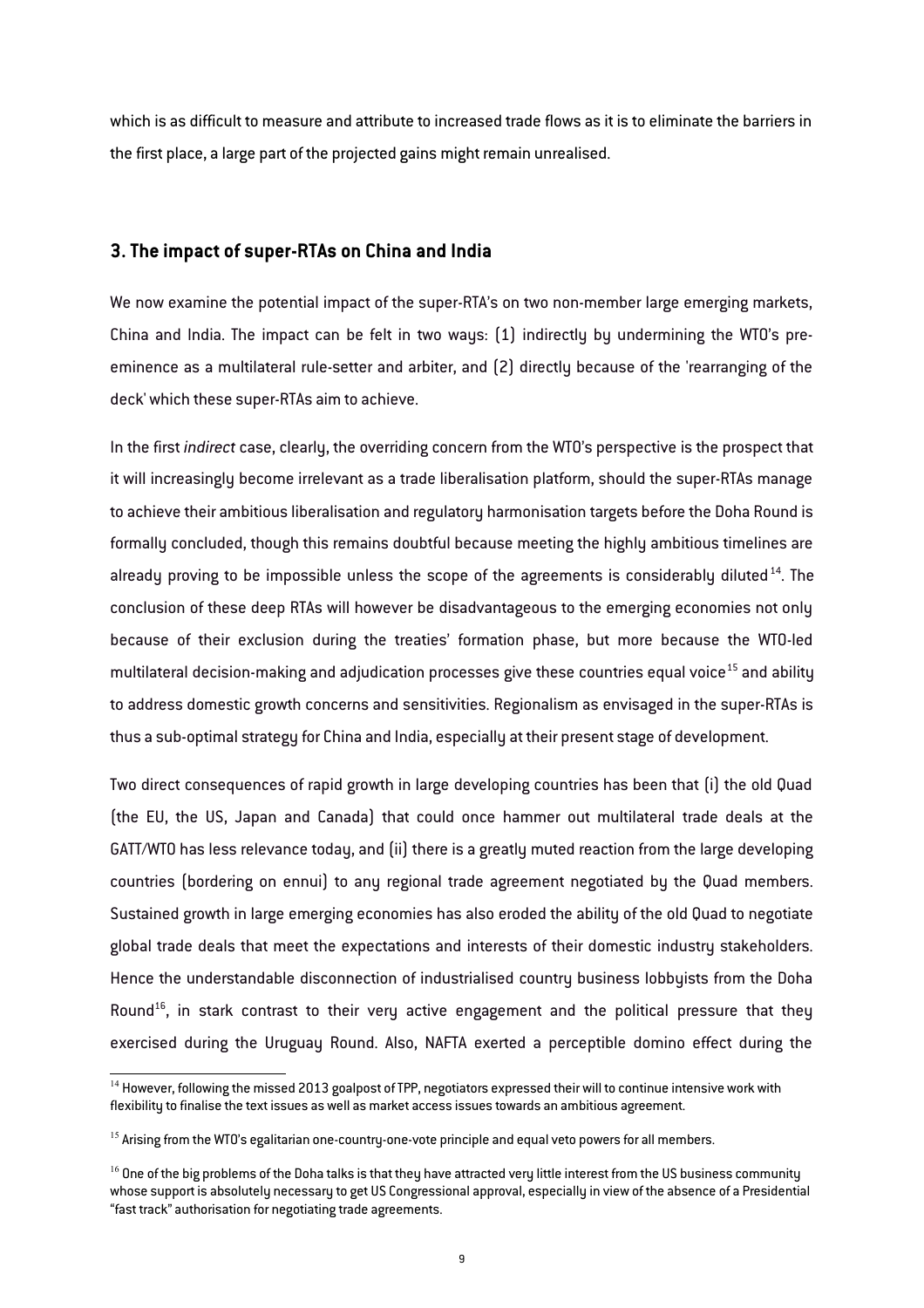which is as difficult to measure and attribute to increased trade flows as it is to eliminate the barriers in the first place, a large part of the projected gains might remain unrealised.

## 3. The impact of super-RTAs on China and India

We now examine the potential impact of the super-RTA's on two non-member large emerging markets, China and India. The impact can be felt in two ways: (1) indirectly by undermining the WTO's pre-eminence as a multilateral rule-setter and arbiter, and (2) directly because of the 'rearranging of the deck' which these super-RTAs aim to achieve.

In the first *indirect* case, clearly, the overriding concern from the WTO's perspective is the prospect that it will increasingly become irrelevant as a trade liberalisation platform, should the super-RTAs manage to achieve their ambitious liberalisation and regulatory harmonisation targets before the Doha Round is formally concluded, though this remains doubtful because meeting the highly ambitious timelines are already proving to be impossible unless the scope of the agreements is considerably diluted[14]. The conclusion of these deep RTAs will however be disadvantageous to the emerging economies not only because of their exclusion during the treaties' formation phase, but more because the WTO-led multilateral decision-making and adjudication processes give these countries equal voice[15] and ability to address domestic growth concerns and sensitivities. Regionalism as envisaged in the super-RTAs is thus a sub-optimal strategy for China and India, especially at their present stage of development.

Two direct consequences of rapid growth in large developing countries has been that (i) the old Quad (the EU, the US, Japan and Canada) that could once hammer out multilateral trade deals at the GATT/WTO has less relevance today, and (ii) there is a greatly muted reaction from the large developing countries (bordering on ennui) to any regional trade agreement negotiated by the Quad members. Sustained growth in large emerging economies has also eroded the ability of the old Quad to negotiate global trade deals that meet the expectations and interests of their domestic industry stakeholders. Hence the understandable disconnection of industrialised country business lobbyists from the Doha Round[16], in stark contrast to their very active engagement and the political pressure that they exercised during the Uruguay Round. Also, NAFTA exerted a perceptible domino effect during the

---

[14] However, following the missed 2013 goalpost of TPP, negotiators expressed their will to continue intensive work with flexibility to finalise the text issues as well as market access issues towards an ambitious agreement.

[15] Arising from the WTO's egalitarian one-country-one-vote principle and equal veto powers for all members.

[16] One of the big problems of the Doha talks is that they have attracted very little interest from the US business community whose support is absolutely necessary to get US Congressional approval, especially in view of the absence of a Presidential "fast track" authorisation for negotiating trade agreements.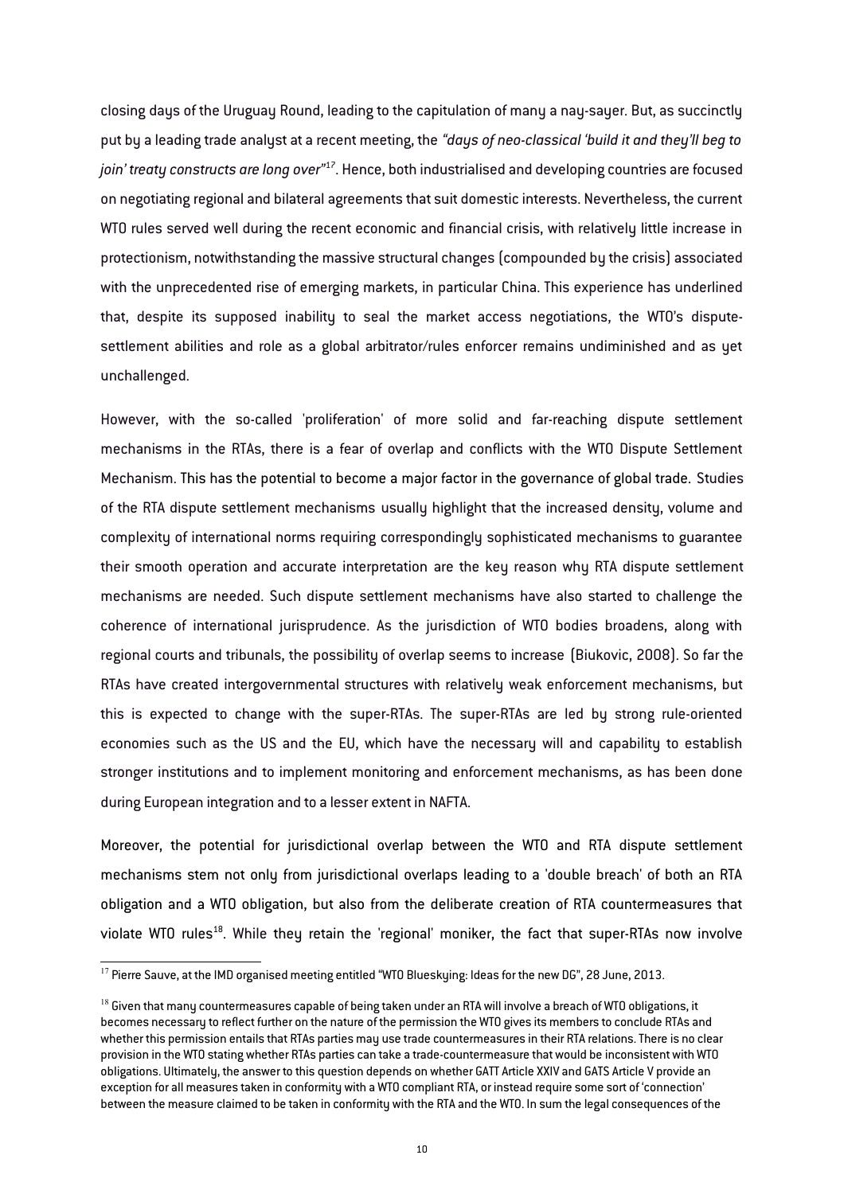closing days of the Uruguay Round, leading to the capitulation of many a nay-sayer. But, as succinctly put by a leading trade analyst at a recent meeting, the *"days of neo-classical 'build it and they'll beg to join' treaty constructs are long over"*[17]. Hence, both industrialised and developing countries are focused on negotiating regional and bilateral agreements that suit domestic interests. Nevertheless, the current WTO rules served well during the recent economic and financial crisis, with relatively little increase in protectionism, notwithstanding the massive structural changes (compounded by the crisis) associated with the unprecedented rise of emerging markets, in particular China. This experience has underlined that, despite its supposed inability to seal the market access negotiations, the WTO's dispute-settlement abilities and role as a global arbitrator/rules enforcer remains undiminished and as yet unchallenged.

However, with the so-called 'proliferation' of more solid and far-reaching dispute settlement mechanisms in the RTAs, there is a fear of overlap and conflicts with the WTO Dispute Settlement Mechanism. This has the potential to become a major factor in the governance of global trade. Studies of the RTA dispute settlement mechanisms usually highlight that the increased density, volume and complexity of international norms requiring correspondingly sophisticated mechanisms to guarantee their smooth operation and accurate interpretation are the key reason why RTA dispute settlement mechanisms are needed. Such dispute settlement mechanisms have also started to challenge the coherence of international jurisprudence. As the jurisdiction of WTO bodies broadens, along with regional courts and tribunals, the possibility of overlap seems to increase (Biukovic, 2008). So far the RTAs have created intergovernmental structures with relatively weak enforcement mechanisms, but this is expected to change with the super-RTAs. The super-RTAs are led by strong rule-oriented economies such as the US and the EU, which have the necessary will and capability to establish stronger institutions and to implement monitoring and enforcement mechanisms, as has been done during European integration and to a lesser extent in NAFTA.

Moreover, the potential for jurisdictional overlap between the WTO and RTA dispute settlement mechanisms stem not only from jurisdictional overlaps leading to a 'double breach' of both an RTA obligation and a WTO obligation, but also from the deliberate creation of RTA countermeasures that violate WTO rules[18]. While they retain the 'regional' moniker, the fact that super-RTAs now involve

---

[17] Pierre Sauve, at the IMD organised meeting entitled "WTO Blueskying: Ideas for the new DG", 28 June, 2013.

[18] Given that many countermeasures capable of being taken under an RTA will involve a breach of WTO obligations, it becomes necessary to reflect further on the nature of the permission the WTO gives its members to conclude RTAs and whether this permission entails that RTAs parties may use trade countermeasures in their RTA relations. There is no clear provision in the WTO stating whether RTAs parties can take a trade-countermeasure that would be inconsistent with WTO obligations. Ultimately, the answer to this question depends on whether GATT Article XXIV and GATS Article V provide an exception for all measures taken in conformity with a WTO compliant RTA, or instead require some sort of 'connection' between the measure claimed to be taken in conformity with the RTA and the WTO. In sum the legal consequences of the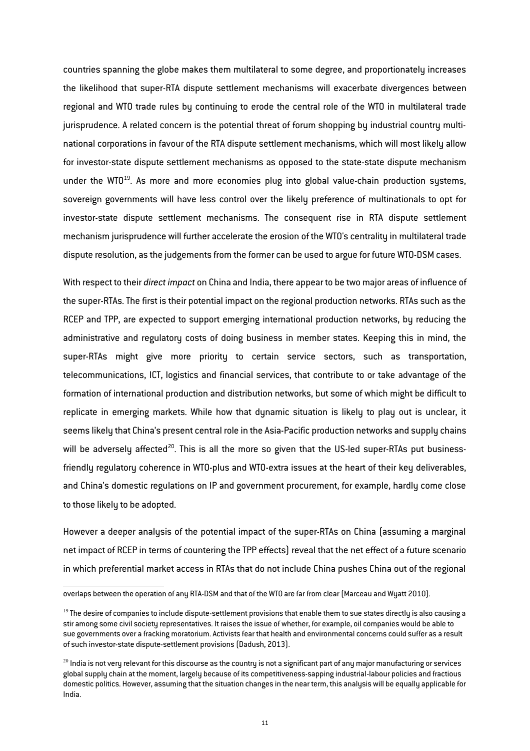countries spanning the globe makes them multilateral to some degree, and proportionately increases the likelihood that super-RTA dispute settlement mechanisms will exacerbate divergences between regional and WTO trade rules by continuing to erode the central role of the WTO in multilateral trade jurisprudence. A related concern is the potential threat of forum shopping by industrial country multi-national corporations in favour of the RTA dispute settlement mechanisms, which will most likely allow for investor-state dispute settlement mechanisms as opposed to the state-state dispute mechanism under the WTO[19]. As more and more economies plug into global value-chain production systems, sovereign governments will have less control over the likely preference of multinationals to opt for investor-state dispute settlement mechanisms. The consequent rise in RTA dispute settlement mechanism jurisprudence will further accelerate the erosion of the WTO's centrality in multilateral trade dispute resolution, as the judgements from the former can be used to argue for future WTO-DSM cases.

With respect to their *direct impact* on China and India, there appear to be two major areas of influence of the super-RTAs. The first is their potential impact on the regional production networks. RTAs such as the RCEP and TPP, are expected to support emerging international production networks, by reducing the administrative and regulatory costs of doing business in member states. Keeping this in mind, the super-RTAs might give more priority to certain service sectors, such as transportation, telecommunications, ICT, logistics and financial services, that contribute to or take advantage of the formation of international production and distribution networks, but some of which might be difficult to replicate in emerging markets. While how that dynamic situation is likely to play out is unclear, it seems likely that China's present central role in the Asia-Pacific production networks and supply chains will be adversely affected[20]. This is all the more so given that the US-led super-RTAs put business-friendly regulatory coherence in WTO-plus and WTO-extra issues at the heart of their key deliverables, and China's domestic regulations on IP and government procurement, for example, hardly come close to those likely to be adopted.

However a deeper analysis of the potential impact of the super-RTAs on China (assuming a marginal net impact of RCEP in terms of countering the TPP effects) reveal that the net effect of a future scenario in which preferential market access in RTAs that do not include China pushes China out of the regional

---

overlaps between the operation of any RTA-DSM and that of the WTO are far from clear (Marceau and Wyatt 2010).

[19] The desire of companies to include dispute-settlement provisions that enable them to sue states directly is also causing a stir among some civil society representatives. It raises the issue of whether, for example, oil companies would be able to sue governments over a fracking moratorium. Activists fear that health and environmental concerns could suffer as a result of such investor-state dispute-settlement provisions (Dadush, 2013).

[20] India is not very relevant for this discourse as the country is not a significant part of any major manufacturing or services global supply chain at the moment, largely because of its competitiveness-sapping industrial-labour policies and fractious domestic politics. However, assuming that the situation changes in the near term, this analysis will be equally applicable for India.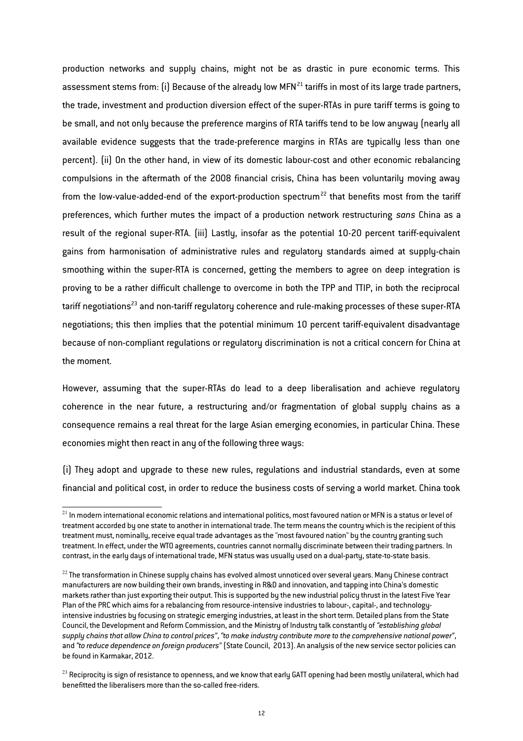production networks and supply chains, might not be as drastic in pure economic terms. This assessment stems from: (i) Because of the already low MFN[21] tariffs in most of its large trade partners, the trade, investment and production diversion effect of the super-RTAs in pure tariff terms is going to be small, and not only because the preference margins of RTA tariffs tend to be low anyway (nearly all available evidence suggests that the trade-preference margins in RTAs are typically less than one percent). (ii) On the other hand, in view of its domestic labour-cost and other economic rebalancing compulsions in the aftermath of the 2008 financial crisis, China has been voluntarily moving away from the low-value-added-end of the export-production spectrum[22] that benefits most from the tariff preferences, which further mutes the impact of a production network restructuring *sans* China as a result of the regional super-RTA. (iii) Lastly, insofar as the potential 10-20 percent tariff-equivalent gains from harmonisation of administrative rules and regulatory standards aimed at supply-chain smoothing within the super-RTA is concerned, getting the members to agree on deep integration is proving to be a rather difficult challenge to overcome in both the TPP and TTIP, in both the reciprocal tariff negotiations[23] and non-tariff regulatory coherence and rule-making processes of these super-RTA negotiations; this then implies that the potential minimum 10 percent tariff-equivalent disadvantage because of non-compliant regulations or regulatory discrimination is not a critical concern for China at the moment.

However, assuming that the super-RTAs do lead to a deep liberalisation and achieve regulatory coherence in the near future, a restructuring and/or fragmentation of global supply chains as a consequence remains a real threat for the large Asian emerging economies, in particular China. These economies might then react in any of the following three ways:

(i) They adopt and upgrade to these new rules, regulations and industrial standards, even at some financial and political cost, in order to reduce the business costs of serving a world market. China took

---

[21] In modern international economic relations and international politics, most favoured nation or MFN is a status or level of treatment accorded by one state to another in international trade. The term means the country which is the recipient of this treatment must, nominally, receive equal trade advantages as the "most favoured nation" by the country granting such treatment. In effect, under the WTO agreements, countries cannot normally discriminate between their trading partners. In contrast, in the early days of international trade, MFN status was usually used on a dual-party, state-to-state basis.

[22] The transformation in Chinese supply chains has evolved almost unnoticed over several years. Many Chinese contract manufacturers are now building their own brands, investing in R&D and innovation, and tapping into China's domestic markets rather than just exporting their output. This is supported by the new industrial policy thrust in the latest Five Year Plan of the PRC which aims for a rebalancing from resource-intensive industries to labour-, capital-, and technology-intensive industries by focusing on strategic emerging industries, at least in the short term. Detailed plans from the State Council, the Development and Reform Commission, and the Ministry of Industry talk constantly of *"establishing global supply chains that allow China to control prices"*, *"to make industry contribute more to the comprehensive national power"*, and *"to reduce dependence on foreign producers"* (State Council, 2013). An analysis of the new service sector policies can be found in Karmakar, 2012.

[23] Reciprocity is sign of resistance to openness, and we know that early GATT opening had been mostly unilateral, which had benefitted the liberalisers more than the so-called free-riders.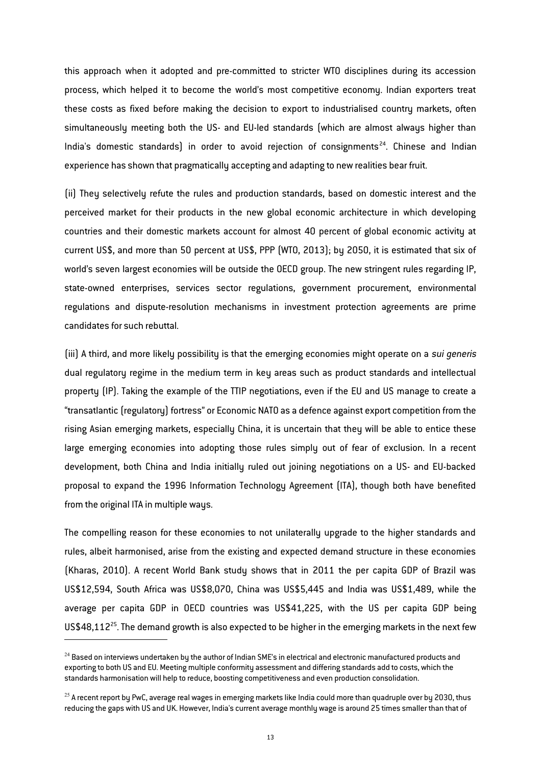this approach when it adopted and pre-committed to stricter WTO disciplines during its accession process, which helped it to become the world's most competitive economy. Indian exporters treat these costs as fixed before making the decision to export to industrialised country markets, often simultaneously meeting both the US- and EU-led standards (which are almost always higher than India's domestic standards) in order to avoid rejection of consignments[24]. Chinese and Indian experience has shown that pragmatically accepting and adapting to new realities bear fruit.

(ii) They selectively refute the rules and production standards, based on domestic interest and the perceived market for their products in the new global economic architecture in which developing countries and their domestic markets account for almost 40 percent of global economic activity at current US$, and more than 50 percent at US$, PPP (WTO, 2013); by 2050, it is estimated that six of world's seven largest economies will be outside the OECD group. The new stringent rules regarding IP, state-owned enterprises, services sector regulations, government procurement, environmental regulations and dispute-resolution mechanisms in investment protection agreements are prime candidates for such rebuttal.

(iii) A third, and more likely possibility is that the emerging economies might operate on a *sui generis* dual regulatory regime in the medium term in key areas such as product standards and intellectual property (IP). Taking the example of the TTIP negotiations, even if the EU and US manage to create a "transatlantic (regulatory) fortress" or Economic NATO as a defence against export competition from the rising Asian emerging markets, especially China, it is uncertain that they will be able to entice these large emerging economies into adopting those rules simply out of fear of exclusion. In a recent development, both China and India initially ruled out joining negotiations on a US- and EU-backed proposal to expand the 1996 Information Technology Agreement (ITA), though both have benefited from the original ITA in multiple ways.

The compelling reason for these economies to not unilaterally upgrade to the higher standards and rules, albeit harmonised, arise from the existing and expected demand structure in these economies (Kharas, 2010). A recent World Bank study shows that in 2011 the per capita GDP of Brazil was US$12,594, South Africa was US$8,070, China was US$5,445 and India was US$1,489, while the average per capita GDP in OECD countries was US$41,225, with the US per capita GDP being US$48,112[25]. The demand growth is also expected to be higher in the emerging markets in the next few

---

[24] Based on interviews undertaken by the author of Indian SME's in electrical and electronic manufactured products and exporting to both US and EU. Meeting multiple conformity assessment and differing standards add to costs, which the standards harmonisation will help to reduce, boosting competitiveness and even production consolidation.

[25] A recent report by PwC, average real wages in emerging markets like India could more than quadruple over by 2030, thus reducing the gaps with US and UK. However, India's current average monthly wage is around 25 times smaller than that of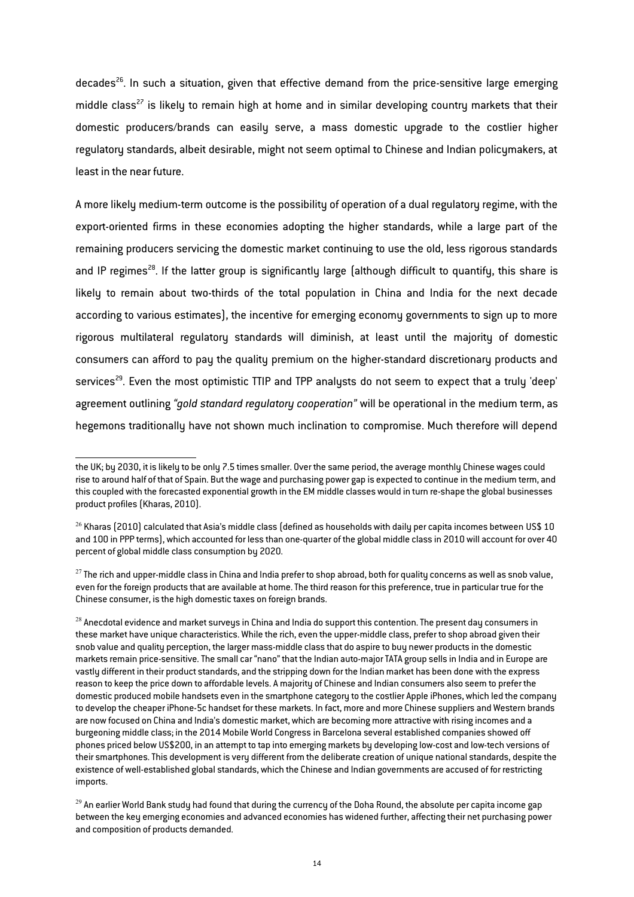decades[26]. In such a situation, given that effective demand from the price-sensitive large emerging middle class[27] is likely to remain high at home and in similar developing country markets that their domestic producers/brands can easily serve, a mass domestic upgrade to the costlier higher regulatory standards, albeit desirable, might not seem optimal to Chinese and Indian policymakers, at least in the near future.

A more likely medium-term outcome is the possibility of operation of a dual regulatory regime, with the export-oriented firms in these economies adopting the higher standards, while a large part of the remaining producers servicing the domestic market continuing to use the old, less rigorous standards and IP regimes[28]. If the latter group is significantly large (although difficult to quantify, this share is likely to remain about two-thirds of the total population in China and India for the next decade according to various estimates), the incentive for emerging economy governments to sign up to more rigorous multilateral regulatory standards will diminish, at least until the majority of domestic consumers can afford to pay the quality premium on the higher-standard discretionary products and services[29]. Even the most optimistic TTIP and TPP analysts do not seem to expect that a truly 'deep' agreement outlining *"gold standard regulatory cooperation"* will be operational in the medium term, as hegemons traditionally have not shown much inclination to compromise. Much therefore will depend

---

the UK; by 2030, it is likely to be only 7.5 times smaller. Over the same period, the average monthly Chinese wages could rise to around half of that of Spain. But the wage and purchasing power gap is expected to continue in the medium term, and this coupled with the forecasted exponential growth in the EM middle classes would in turn re-shape the global businesses product profiles (Kharas, 2010).

[26] Kharas (2010) calculated that Asia's middle class (defined as households with daily per capita incomes between US$ 10 and 100 in PPP terms), which accounted for less than one-quarter of the global middle class in 2010 will account for over 40 percent of global middle class consumption by 2020.

[27] The rich and upper-middle class in China and India prefer to shop abroad, both for quality concerns as well as snob value, even for the foreign products that are available at home. The third reason for this preference, true in particular true for the Chinese consumer, is the high domestic taxes on foreign brands.

[28] Anecdotal evidence and market surveys in China and India do support this contention. The present day consumers in these market have unique characteristics. While the rich, even the upper-middle class, prefer to shop abroad given their snob value and quality perception, the larger mass-middle class that do aspire to buy newer products in the domestic markets remain price-sensitive. The small car "nano" that the Indian auto-major TATA group sells in India and in Europe are vastly different in their product standards, and the stripping down for the Indian market has been done with the express reason to keep the price down to affordable levels. A majority of Chinese and Indian consumers also seem to prefer the domestic produced mobile handsets even in the smartphone category to the costlier Apple iPhones, which led the company to develop the cheaper iPhone-5c handset for these markets. In fact, more and more Chinese suppliers and Western brands are now focused on China and India's domestic market, which are becoming more attractive with rising incomes and a burgeoning middle class; in the 2014 Mobile World Congress in Barcelona several established companies showed off phones priced below US$200, in an attempt to tap into emerging markets by developing low-cost and low-tech versions of their smartphones. This development is very different from the deliberate creation of unique national standards, despite the existence of well-established global standards, which the Chinese and Indian governments are accused of for restricting imports.

[29] An earlier World Bank study had found that during the currency of the Doha Round, the absolute per capita income gap between the key emerging economies and advanced economies has widened further, affecting their net purchasing power and composition of products demanded.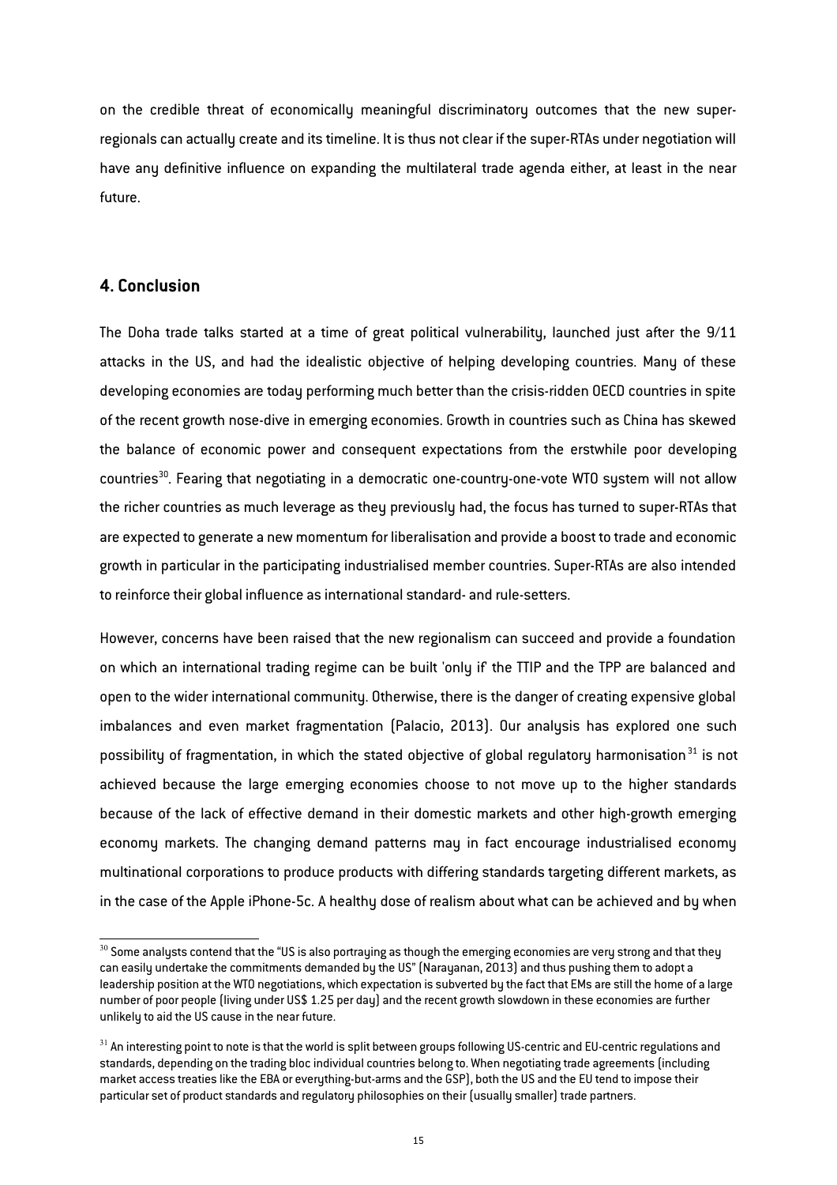on the credible threat of economically meaningful discriminatory outcomes that the new super-regionals can actually create and its timeline. It is thus not clear if the super-RTAs under negotiation will have any definitive influence on expanding the multilateral trade agenda either, at least in the near future.

## 4. Conclusion

The Doha trade talks started at a time of great political vulnerability, launched just after the 9/11 attacks in the US, and had the idealistic objective of helping developing countries. Many of these developing economies are today performing much better than the crisis-ridden OECD countries in spite of the recent growth nose-dive in emerging economies. Growth in countries such as China has skewed the balance of economic power and consequent expectations from the erstwhile poor developing countries[30]. Fearing that negotiating in a democratic one-country-one-vote WTO system will not allow the richer countries as much leverage as they previously had, the focus has turned to super-RTAs that are expected to generate a new momentum for liberalisation and provide a boost to trade and economic growth in particular in the participating industrialised member countries. Super-RTAs are also intended to reinforce their global influence as international standard- and rule-setters.

However, concerns have been raised that the new regionalism can succeed and provide a foundation on which an international trading regime can be built 'only if' the TTIP and the TPP are balanced and open to the wider international community. Otherwise, there is the danger of creating expensive global imbalances and even market fragmentation (Palacio, 2013). Our analysis has explored one such possibility of fragmentation, in which the stated objective of global regulatory harmonisation[31] is not achieved because the large emerging economies choose to not move up to the higher standards because of the lack of effective demand in their domestic markets and other high-growth emerging economy markets. The changing demand patterns may in fact encourage industrialised economy multinational corporations to produce products with differing standards targeting different markets, as in the case of the Apple iPhone-5c. A healthy dose of realism about what can be achieved and by when

[30] Some analysts contend that the "US is also portraying as though the emerging economies are very strong and that they can easily undertake the commitments demanded by the US" (Narayanan, 2013) and thus pushing them to adopt a leadership position at the WTO negotiations, which expectation is subverted by the fact that EMs are still the home of a large number of poor people (living under US$ 1.25 per day) and the recent growth slowdown in these economies are further unlikely to aid the US cause in the near future.

[31] An interesting point to note is that the world is split between groups following US-centric and EU-centric regulations and standards, depending on the trading bloc individual countries belong to. When negotiating trade agreements (including market access treaties like the EBA or everything-but-arms and the GSP), both the US and the EU tend to impose their particular set of product standards and regulatory philosophies on their (usually smaller) trade partners.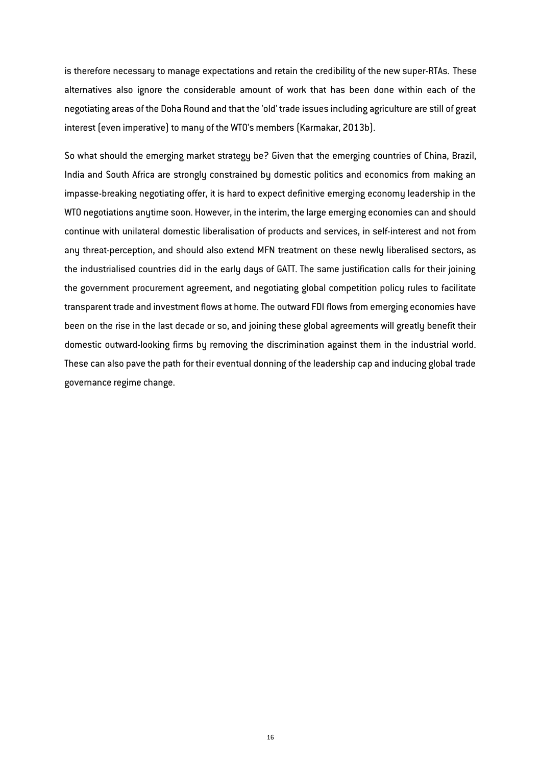is therefore necessary to manage expectations and retain the credibility of the new super-RTAs. These alternatives also ignore the considerable amount of work that has been done within each of the negotiating areas of the Doha Round and that the 'old' trade issues including agriculture are still of great interest (even imperative) to many of the WTO's members (Karmakar, 2013b).

So what should the emerging market strategy be? Given that the emerging countries of China, Brazil, India and South Africa are strongly constrained by domestic politics and economics from making an impasse-breaking negotiating offer, it is hard to expect definitive emerging economy leadership in the WTO negotiations anytime soon. However, in the interim, the large emerging economies can and should continue with unilateral domestic liberalisation of products and services, in self-interest and not from any threat-perception, and should also extend MFN treatment on these newly liberalised sectors, as the industrialised countries did in the early days of GATT. The same justification calls for their joining the government procurement agreement, and negotiating global competition policy rules to facilitate transparent trade and investment flows at home. The outward FDI flows from emerging economies have been on the rise in the last decade or so, and joining these global agreements will greatly benefit their domestic outward-looking firms by removing the discrimination against them in the industrial world. These can also pave the path for their eventual donning of the leadership cap and inducing global trade governance regime change.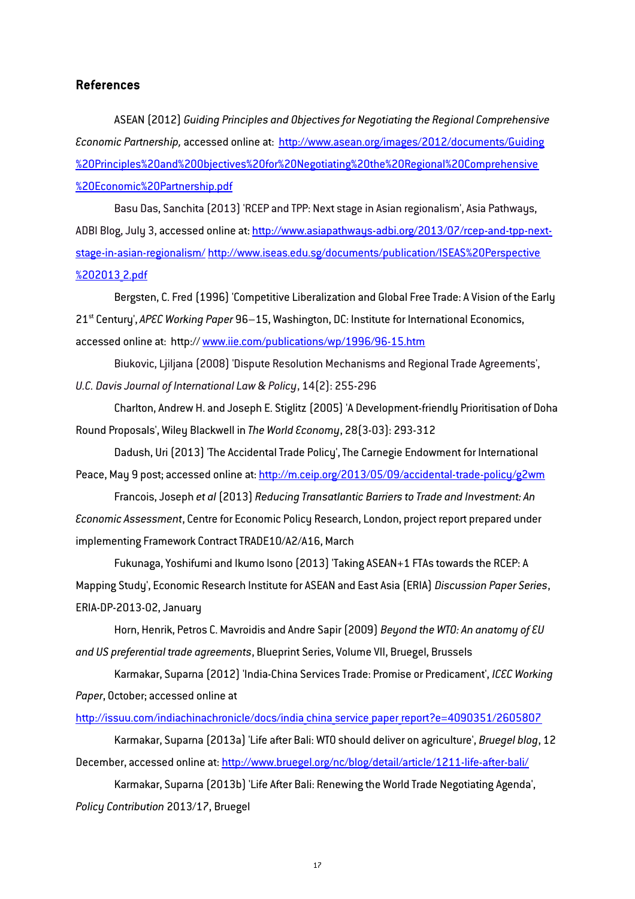## References

ASEAN (2012) *Guiding Principles and Objectives for Negotiating the Regional Comprehensive Economic Partnership,* accessed online at: http://www.asean.org/images/2012/documents/Guiding%20Principles%20and%20Objectives%20for%20Negotiating%20the%20Regional%20Comprehensive%20Economic%20Partnership.pdf

Basu Das, Sanchita (2013) 'RCEP and TPP: Next stage in Asian regionalism', Asia Pathways, ADBI Blog, July 3, accessed online at: http://www.asiapathways-adbi.org/2013/07/rcep-and-tpp-next-stage-in-asian-regionalism/ http://www.iseas.edu.sg/documents/publication/ISEAS%20Perspective%202013_2.pdf

Bergsten, C. Fred (1996) 'Competitive Liberalization and Global Free Trade: A Vision of the Early 21st Century', *APEC Working Paper* 96–15, Washington, DC: Institute for International Economics, accessed online at: http:// www.iie.com/publications/wp/1996/96-15.htm

Biukovic, Ljiljana (2008) 'Dispute Resolution Mechanisms and Regional Trade Agreements', *U.C. Davis Journal of International Law & Policy*, 14(2): 255-296

Charlton, Andrew H. and Joseph E. Stiglitz (2005) 'A Development-friendly Prioritisation of Doha Round Proposals', Wiley Blackwell in *The World Economy*, 28(3-03): 293-312

Dadush, Uri (2013) 'The Accidental Trade Policy', The Carnegie Endowment for International Peace, May 9 post; accessed online at: http://m.ceip.org/2013/05/09/accidental-trade-policy/g2wm

Francois, Joseph *et al* (2013) *Reducing Transatlantic Barriers to Trade and Investment: An Economic Assessment*, Centre for Economic Policy Research, London, project report prepared under implementing Framework Contract TRADE10/A2/A16, March

Fukunaga, Yoshifumi and Ikumo Isono (2013) 'Taking ASEAN+1 FTAs towards the RCEP: A Mapping Study', Economic Research Institute for ASEAN and East Asia (ERIA) *Discussion Paper Series*, ERIA-DP-2013-02, January

Horn, Henrik, Petros C. Mavroidis and Andre Sapir (2009) *Beyond the WTO: An anatomy of EU and US preferential trade agreements*, Blueprint Series, Volume VII, Bruegel, Brussels

Karmakar, Suparna (2012) 'India-China Services Trade: Promise or Predicament', *ICEC Working Paper*, October; accessed online at http://issuu.com/indiachinachronicle/docs/india_china_service_paper_report?e=4090351/2605807

Karmakar, Suparna (2013a) 'Life after Bali: WTO should deliver on agriculture', *Bruegel blog*, 12 December, accessed online at: http://www.bruegel.org/nc/blog/detail/article/1211-life-after-bali/

Karmakar, Suparna (2013b) 'Life After Bali: Renewing the World Trade Negotiating Agenda', *Policy Contribution* 2013/17, Bruegel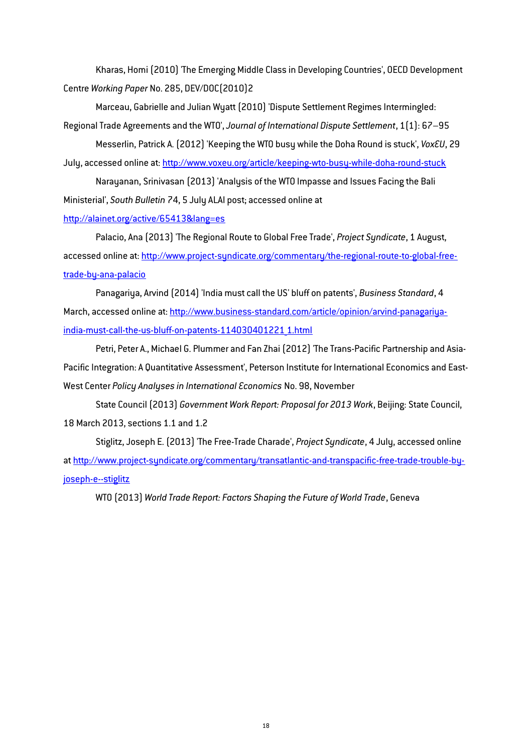Kharas, Homi (2010) 'The Emerging Middle Class in Developing Countries', OECD Development Centre *Working Paper* No. 285, DEV/DOC(2010)2

Marceau, Gabrielle and Julian Wyatt (2010) 'Dispute Settlement Regimes Intermingled: Regional Trade Agreements and the WTO', *Journal of International Dispute Settlement*, 1(1): 67–95

Messerlin, Patrick A. (2012) 'Keeping the WTO busy while the Doha Round is stuck', *VoxEU*, 29 July, accessed online at: http://www.voxeu.org/article/keeping-wto-busy-while-doha-round-stuck

Narayanan, Srinivasan (2013) 'Analysis of the WTO Impasse and Issues Facing the Bali Ministerial', *South Bulletin* 74, 5 July ALAI post; accessed online at http://alainet.org/active/65413&lang=es

Palacio, Ana (2013) 'The Regional Route to Global Free Trade', *Project Syndicate*, 1 August, accessed online at: http://www.project-syndicate.org/commentary/the-regional-route-to-global-free-trade-by-ana-palacio

Panagariya, Arvind (2014) 'India must call the US' bluff on patents', *Business Standard*, 4 March, accessed online at: http://www.business-standard.com/article/opinion/arvind-panagariya-india-must-call-the-us-bluff-on-patents-114030401221_1.html

Petri, Peter A., Michael G. Plummer and Fan Zhai (2012) 'The Trans-Pacific Partnership and Asia-Pacific Integration: A Quantitative Assessment', Peterson Institute for International Economics and East-West Center *Policy Analyses in International Economics* No. 98, November

State Council (2013) *Government Work Report: Proposal for 2013 Work*, Beijing: State Council, 18 March 2013, sections 1.1 and 1.2

Stiglitz, Joseph E. (2013) 'The Free-Trade Charade', *Project Syndicate*, 4 July, accessed online at http://www.project-syndicate.org/commentary/transatlantic-and-transpacific-free-trade-trouble-by-joseph-e--stiglitz

WTO (2013) *World Trade Report: Factors Shaping the Future of World Trade*, Geneva